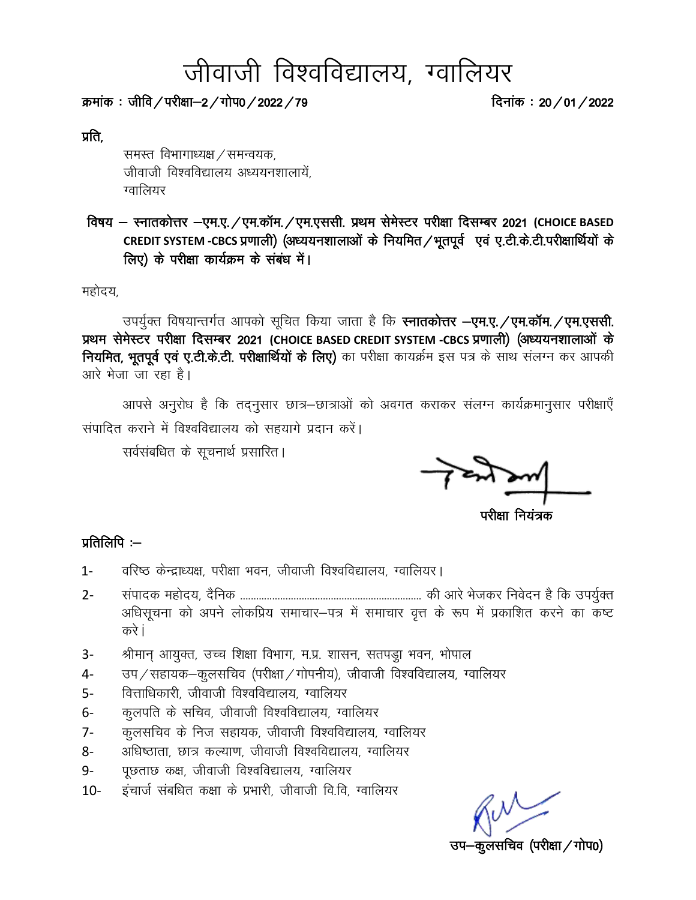# जीवाजी विश्वविद्यालय, ग्वालियर

**क्रमांक : जीवि / परीक्षा–2 / गोप0 / 2022 / 79** **दिनांक : 20 / 01 / 2022**

**प्रति,**

समस्त विभागाध्यक्ष / समन्वयक,
जीवाजी विश्वविद्यालय अध्ययनशालायें,
ग्वालियर

**विषय – स्नातकोत्तर –एम.ए. / एम.कॉम. / एम.एससी. प्रथम सेमेस्टर परीक्षा दिसम्बर 2021 (CHOICE BASED CREDIT SYSTEM -CBCS प्रणाली) (अध्ययनशालाओं के नियमित / भूतपूर्व एवं ए.टी.के.टी.परीक्षार्थियों के लिए) के परीक्षा कार्यक्रम के संबंध में।**

महोदय,

उपर्युक्त विषयान्तर्गत आपको सूचित किया जाता है कि **स्नातकोत्तर –एम.ए. / एम.कॉम. / एम.एससी. प्रथम सेमेस्टर परीक्षा दिसम्बर 2021 (CHOICE BASED CREDIT SYSTEM -CBCS प्रणाली) (अध्ययनशालाओं के नियमित, भूतपूर्व एवं ए.टी.के.टी. परीक्षार्थियों के लिए)** का परीक्षा कायर्क्रम इस पत्र के साथ संलग्न कर आपकी आरे भेजा जा रहा है।

आपसे अनुरोध है कि तद्नुसार छात्र–छात्राओं को अवगत कराकर संलग्न कार्यक्रमानुसार परीक्षाएँ संपादित कराने में विश्वविद्यालय को सहयागे प्रदान करें।

सर्वसंबंधित के सूचनार्थ प्रसारित।

परीक्षा नियंत्रक

**प्रतिलिपि :–**

1- वरिष्ठ केन्द्राध्यक्ष, परीक्षा भवन, जीवाजी विश्वविद्यालय, ग्वालियर।
2- संपादक महोदय, दैनिक ........................................................................ की आरे भेजकर निवेदन है कि उपर्युक्त अधिसूचना को अपने लोकप्रिय समाचार–पत्र में समाचार वृत्त के रूप में प्रकाशित करने का कष्ट करें।
3- श्रीमान् आयुक्त, उच्च शिक्षा विभाग, म.प्र. शासन, सतपड़ा भवन, भोपाल
4- उप / सहायक–कुलसचिव (परीक्षा / गोपनीय), जीवाजी विश्वविद्यालय, ग्वालियर
5- वित्ताधिकारी, जीवाजी विश्वविद्यालय, ग्वालियर
6- कुलपति के सचिव, जीवाजी विश्वविद्यालय, ग्वालियर
7- कुलसचिव के निज सहायक, जीवाजी विश्वविद्यालय, ग्वालियर
8- अधिष्ठाता, छात्र कल्याण, जीवाजी विश्वविद्यालय, ग्वालियर
9- पूछताछ कक्ष, जीवाजी विश्वविद्यालय, ग्वालियर
10- इंचार्ज संबंधित कक्षा के प्रभारी, जीवाजी वि.वि, ग्वालियर

उप–कुलसचिव (परीक्षा / गोप0)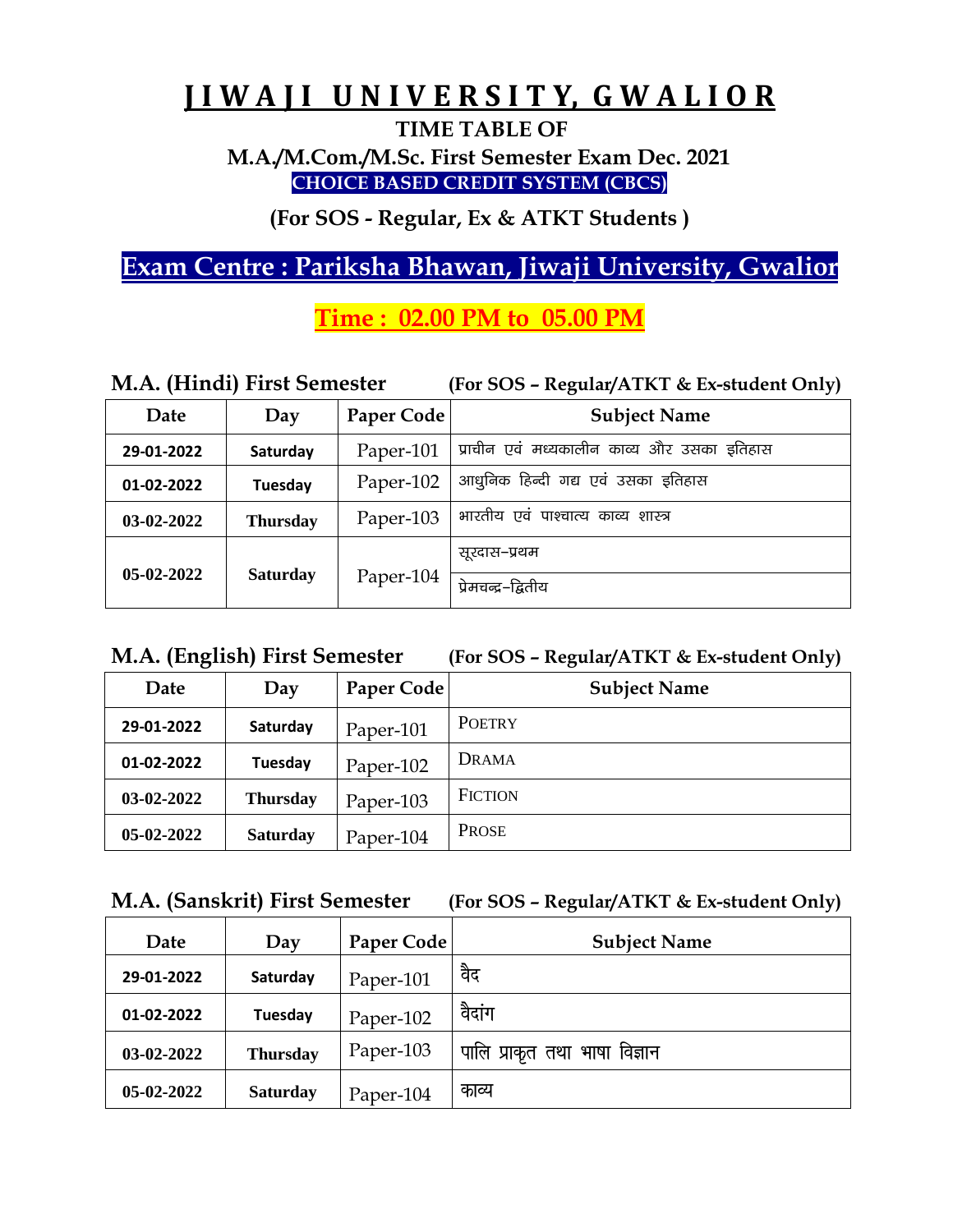# JIWAJI UNIVERSITY, GWALIOR

**TIME TABLE OF**

**M.A./M.Com./M.Sc. First Semester Exam Dec. 2021**

**CHOICE BASED CREDIT SYSTEM (CBCS)**

**(For SOS - Regular, Ex & ATKT Students )**

## Exam Centre : Pariksha Bhawan, Jiwaji University, Gwalior

**Time : 02.00 PM to 05.00 PM**

**M.A. (Hindi) First Semester** **(For SOS – Regular/ATKT & Ex-student Only)**

| Date | Day | Paper Code | Subject Name |
|---|---|---|---|
| 29-01-2022 | Saturday | Paper-101 | प्राचीन एवं मध्यकालीन काव्य और उसका इतिहास |
| 01-02-2022 | Tuesday | Paper-102 | आधुनिक हिन्दी गद्य एवं उसका इतिहास |
| 03-02-2022 | Thursday | Paper-103 | भारतीय एवं पाश्चात्य काव्य शास्त्र |
| 05-02-2022 | Saturday | Paper-104 | सूरदास–प्रथम |
| | | | प्रेमचन्द्र–द्वितीय |

**M.A. (English) First Semester** **(For SOS – Regular/ATKT & Ex-student Only)**

| Date | Day | Paper Code | Subject Name |
|---|---|---|---|
| 29-01-2022 | Saturday | Paper-101 | POETRY |
| 01-02-2022 | Tuesday | Paper-102 | DRAMA |
| 03-02-2022 | Thursday | Paper-103 | FICTION |
| 05-02-2022 | Saturday | Paper-104 | PROSE |

**M.A. (Sanskrit) First Semester** **(For SOS – Regular/ATKT & Ex-student Only)**

| Date | Day | Paper Code | Subject Name |
|---|---|---|---|
| 29-01-2022 | Saturday | Paper-101 | वैद |
| 01-02-2022 | Tuesday | Paper-102 | वैदांग |
| 03-02-2022 | Thursday | Paper-103 | पालि प्राकृत तथा भाषा विज्ञान |
| 05-02-2022 | Saturday | Paper-104 | काव्य |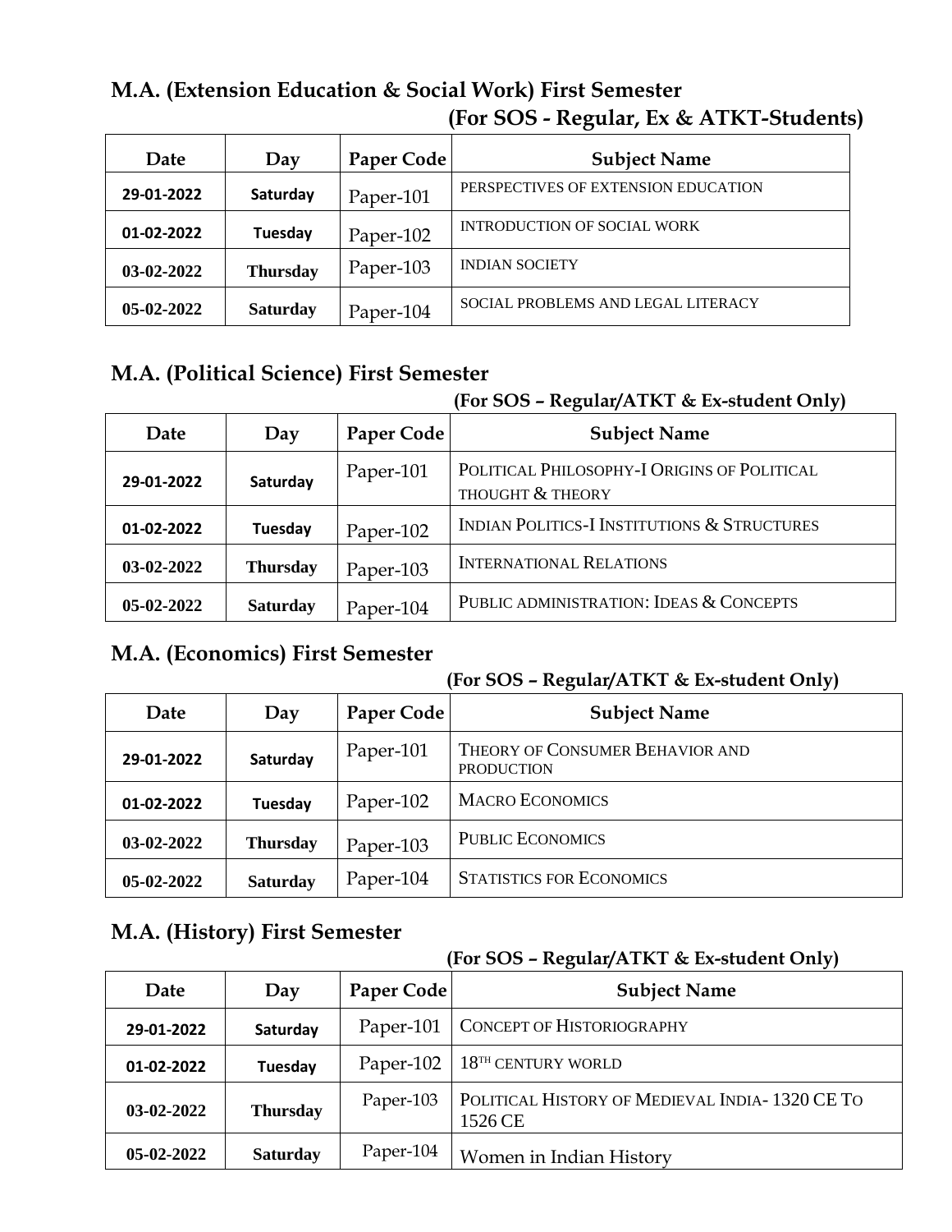## M.A. (Extension Education & Social Work) First Semester

**(For SOS - Regular, Ex & ATKT-Students)**

| Date | Day | Paper Code | Subject Name |
|---|---|---|---|
| 29-01-2022 | Saturday | Paper-101 | PERSPECTIVES OF EXTENSION EDUCATION |
| 01-02-2022 | Tuesday | Paper-102 | INTRODUCTION OF SOCIAL WORK |
| 03-02-2022 | Thursday | Paper-103 | INDIAN SOCIETY |
| 05-02-2022 | Saturday | Paper-104 | SOCIAL PROBLEMS AND LEGAL LITERACY |

## M.A. (Political Science) First Semester

**(For SOS – Regular/ATKT & Ex-student Only)**

| Date | Day | Paper Code | Subject Name |
|---|---|---|---|
| 29-01-2022 | Saturday | Paper-101 | POLITICAL PHILOSOPHY-I ORIGINS OF POLITICAL THOUGHT & THEORY |
| 01-02-2022 | Tuesday | Paper-102 | INDIAN POLITICS-I INSTITUTIONS & STRUCTURES |
| 03-02-2022 | Thursday | Paper-103 | INTERNATIONAL RELATIONS |
| 05-02-2022 | Saturday | Paper-104 | PUBLIC ADMINISTRATION: IDEAS & CONCEPTS |

## M.A. (Economics) First Semester

**(For SOS – Regular/ATKT & Ex-student Only)**

| Date | Day | Paper Code | Subject Name |
|---|---|---|---|
| 29-01-2022 | Saturday | Paper-101 | THEORY OF CONSUMER BEHAVIOR AND PRODUCTION |
| 01-02-2022 | Tuesday | Paper-102 | MACRO ECONOMICS |
| 03-02-2022 | Thursday | Paper-103 | PUBLIC ECONOMICS |
| 05-02-2022 | Saturday | Paper-104 | STATISTICS FOR ECONOMICS |

## M.A. (History) First Semester

**(For SOS – Regular/ATKT & Ex-student Only)**

| Date | Day | Paper Code | Subject Name |
|---|---|---|---|
| 29-01-2022 | Saturday | Paper-101 | CONCEPT OF HISTORIOGRAPHY |
| 01-02-2022 | Tuesday | Paper-102 | 18TH CENTURY WORLD |
| 03-02-2022 | Thursday | Paper-103 | POLITICAL HISTORY OF MEDIEVAL INDIA- 1320 CE TO 1526 CE |
| 05-02-2022 | Saturday | Paper-104 | Women in Indian History |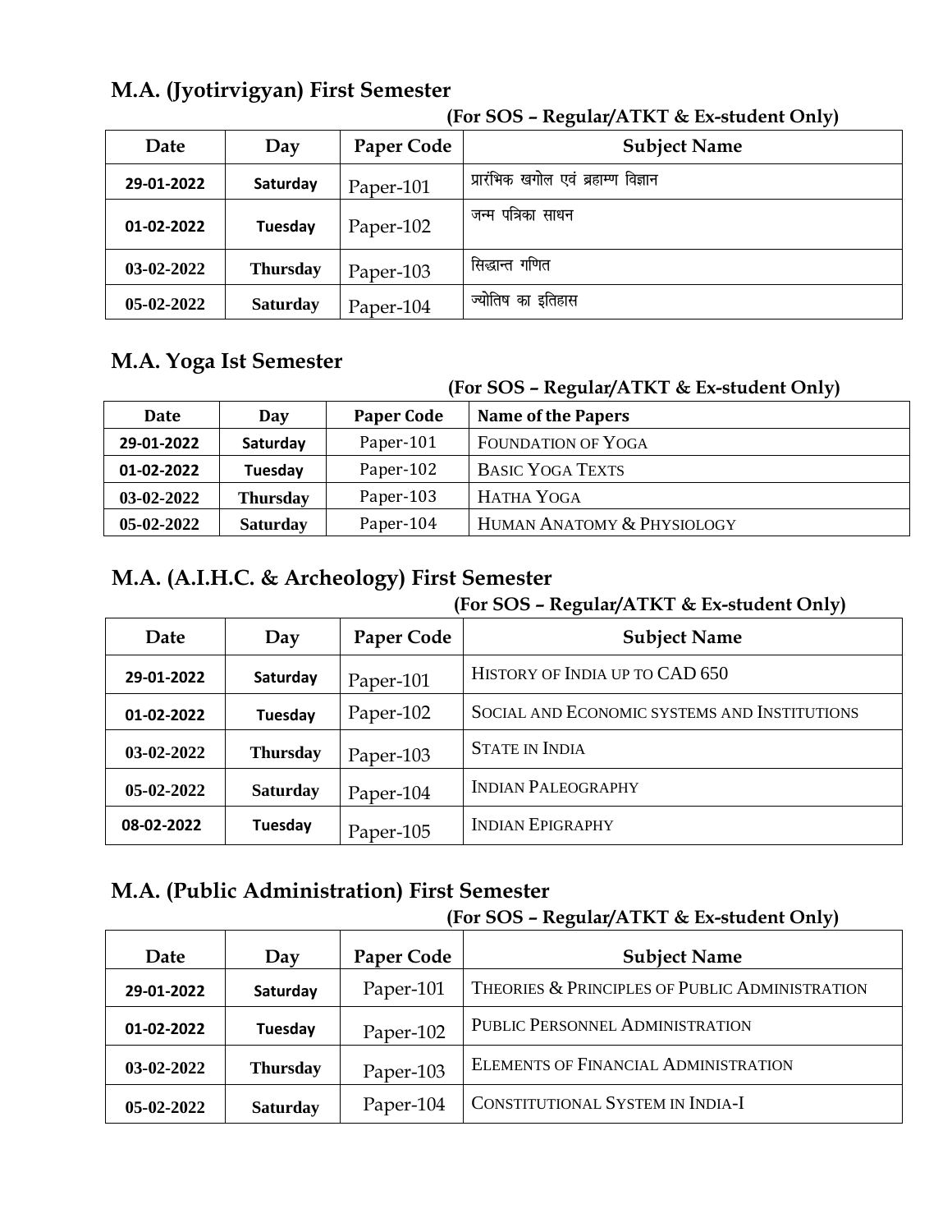## M.A. (Jyotirvigyan) First Semester

**(For SOS – Regular/ATKT & Ex-student Only)**

| Date | Day | Paper Code | Subject Name |
|---|---|---|---|
| 29-01-2022 | Saturday | Paper-101 | प्रारंभिक खगोल एवं ब्रहाम्ण विज्ञान |
| 01-02-2022 | Tuesday | Paper-102 | जन्म पत्रिका साधन |
| 03-02-2022 | Thursday | Paper-103 | सिद्धान्त गणित |
| 05-02-2022 | Saturday | Paper-104 | ज्योतिष का इतिहास |

## M.A. Yoga Ist Semester

**(For SOS – Regular/ATKT & Ex-student Only)**

| Date | Day | Paper Code | Name of the Papers |
|---|---|---|---|
| 29-01-2022 | Saturday | Paper-101 | FOUNDATION OF YOGA |
| 01-02-2022 | Tuesday | Paper-102 | BASIC YOGA TEXTS |
| 03-02-2022 | Thursday | Paper-103 | HATHA YOGA |
| 05-02-2022 | Saturday | Paper-104 | HUMAN ANATOMY & PHYSIOLOGY |

## M.A. (A.I.H.C. & Archeology) First Semester

**(For SOS – Regular/ATKT & Ex-student Only)**

| Date | Day | Paper Code | Subject Name |
|---|---|---|---|
| 29-01-2022 | Saturday | Paper-101 | HISTORY OF INDIA UP TO CAD 650 |
| 01-02-2022 | Tuesday | Paper-102 | SOCIAL AND ECONOMIC SYSTEMS AND INSTITUTIONS |
| 03-02-2022 | Thursday | Paper-103 | STATE IN INDIA |
| 05-02-2022 | Saturday | Paper-104 | INDIAN PALEOGRAPHY |
| 08-02-2022 | Tuesday | Paper-105 | INDIAN EPIGRAPHY |

## M.A. (Public Administration) First Semester

**(For SOS – Regular/ATKT & Ex-student Only)**

| Date | Day | Paper Code | Subject Name |
|---|---|---|---|
| 29-01-2022 | Saturday | Paper-101 | THEORIES & PRINCIPLES OF PUBLIC ADMINISTRATION |
| 01-02-2022 | Tuesday | Paper-102 | PUBLIC PERSONNEL ADMINISTRATION |
| 03-02-2022 | Thursday | Paper-103 | ELEMENTS OF FINANCIAL ADMINISTRATION |
| 05-02-2022 | Saturday | Paper-104 | CONSTITUTIONAL SYSTEM IN INDIA-I |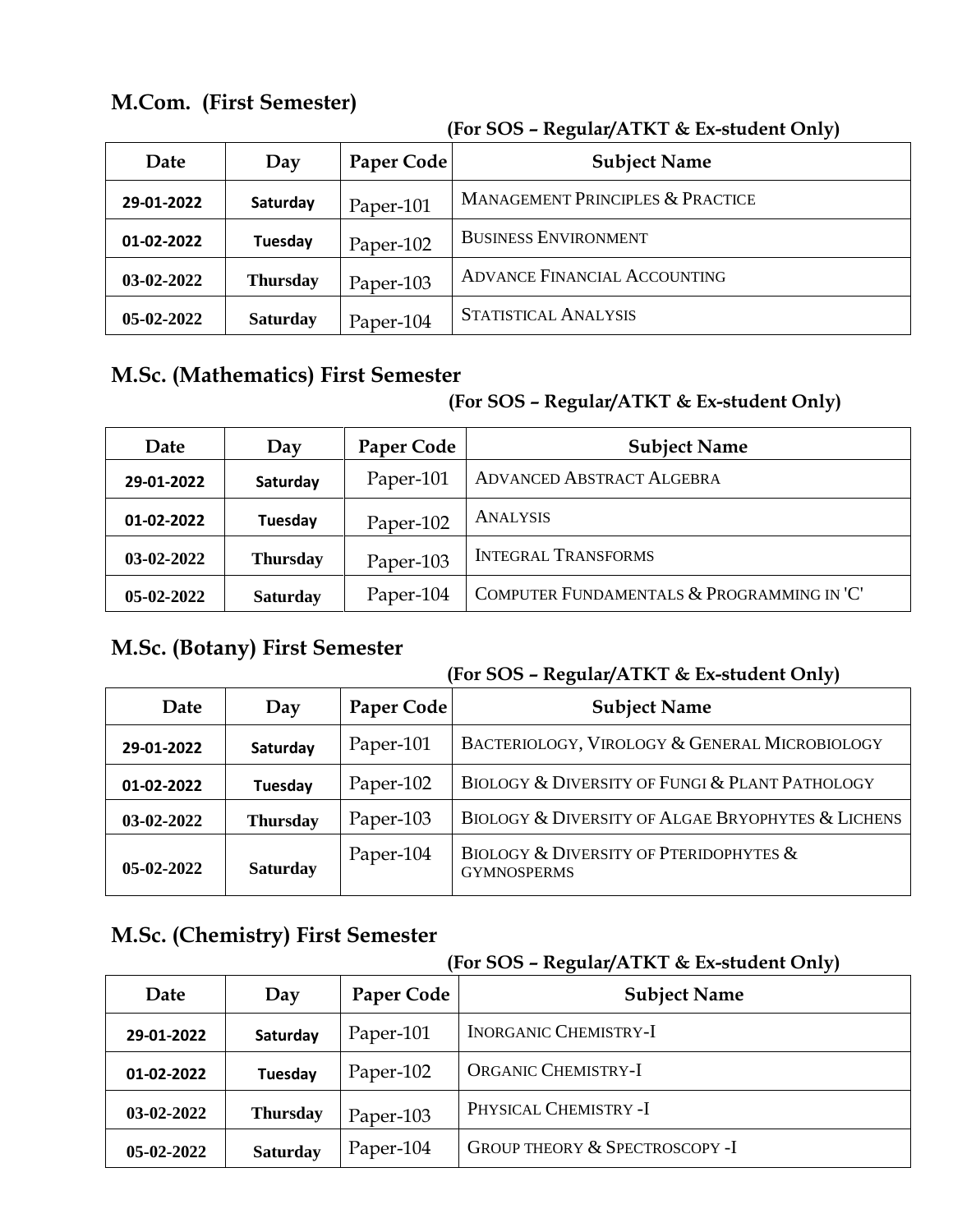## M.Com. (First Semester)

**(For SOS – Regular/ATKT & Ex-student Only)**

| Date | Day | Paper Code | Subject Name |
|---|---|---|---|
| 29-01-2022 | Saturday | Paper-101 | MANAGEMENT PRINCIPLES & PRACTICE |
| 01-02-2022 | Tuesday | Paper-102 | BUSINESS ENVIRONMENT |
| 03-02-2022 | Thursday | Paper-103 | ADVANCE FINANCIAL ACCOUNTING |
| 05-02-2022 | Saturday | Paper-104 | STATISTICAL ANALYSIS |

## M.Sc. (Mathematics) First Semester

**(For SOS – Regular/ATKT & Ex-student Only)**

| Date | Day | Paper Code | Subject Name |
|---|---|---|---|
| 29-01-2022 | Saturday | Paper-101 | ADVANCED ABSTRACT ALGEBRA |
| 01-02-2022 | Tuesday | Paper-102 | ANALYSIS |
| 03-02-2022 | Thursday | Paper-103 | INTEGRAL TRANSFORMS |
| 05-02-2022 | Saturday | Paper-104 | COMPUTER FUNDAMENTALS & PROGRAMMING IN 'C' |

## M.Sc. (Botany) First Semester

**(For SOS – Regular/ATKT & Ex-student Only)**

| Date | Day | Paper Code | Subject Name |
|---|---|---|---|
| 29-01-2022 | Saturday | Paper-101 | BACTERIOLOGY, VIROLOGY & GENERAL MICROBIOLOGY |
| 01-02-2022 | Tuesday | Paper-102 | BIOLOGY & DIVERSITY OF FUNGI & PLANT PATHOLOGY |
| 03-02-2022 | Thursday | Paper-103 | BIOLOGY & DIVERSITY OF ALGAE BRYOPHYTES & LICHENS |
| 05-02-2022 | Saturday | Paper-104 | BIOLOGY & DIVERSITY OF PTERIDOPHYTES & GYMNOSPERMS |

## M.Sc. (Chemistry) First Semester

**(For SOS – Regular/ATKT & Ex-student Only)**

| Date | Day | Paper Code | Subject Name |
|---|---|---|---|
| 29-01-2022 | Saturday | Paper-101 | INORGANIC CHEMISTRY-I |
| 01-02-2022 | Tuesday | Paper-102 | ORGANIC CHEMISTRY-I |
| 03-02-2022 | Thursday | Paper-103 | PHYSICAL CHEMISTRY -I |
| 05-02-2022 | Saturday | Paper-104 | GROUP THEORY & SPECTROSCOPY -I |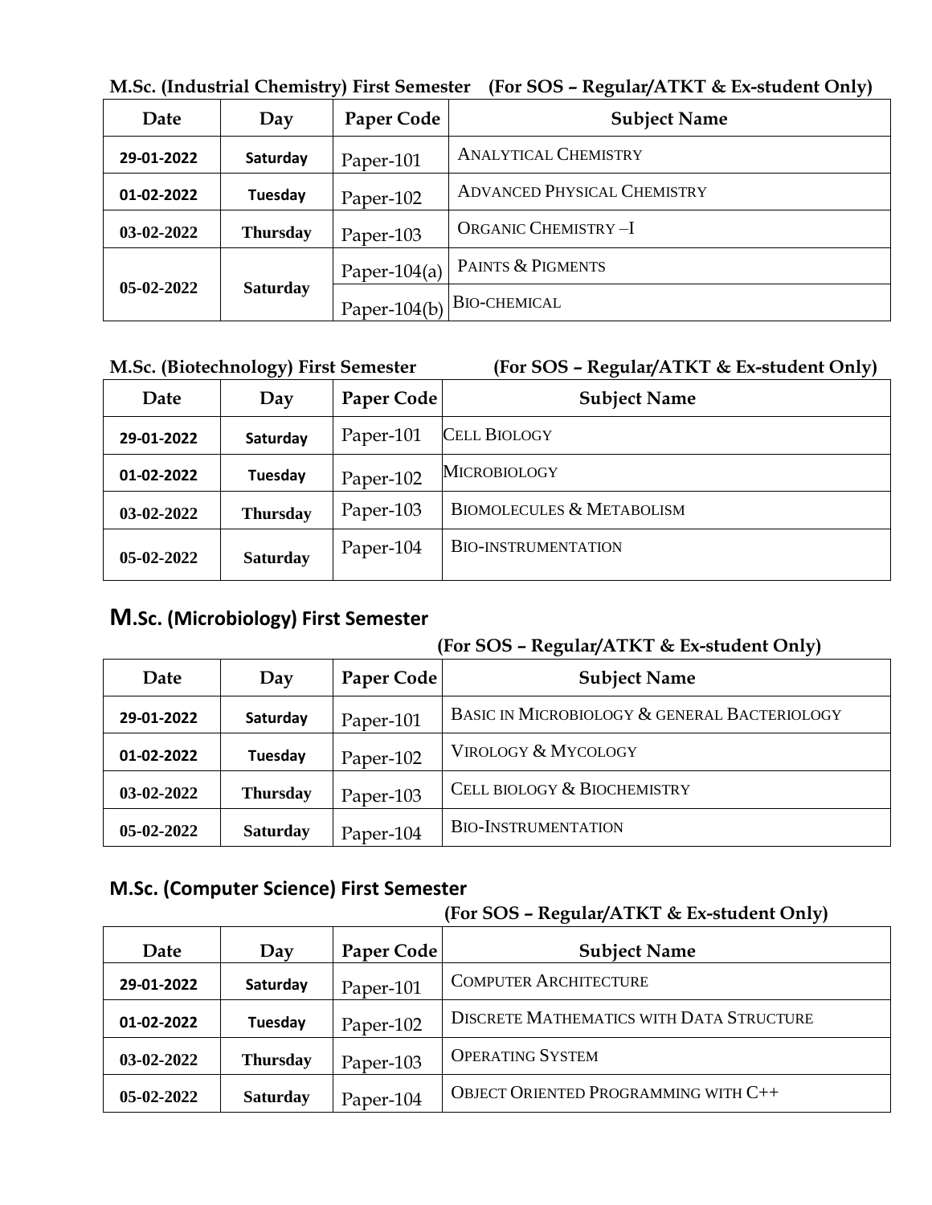**M.Sc. (Industrial Chemistry) First Semester (For SOS – Regular/ATKT & Ex-student Only)**

| Date | Day | Paper Code | Subject Name |
|---|---|---|---|
| 29-01-2022 | Saturday | Paper-101 | ANALYTICAL CHEMISTRY |
| 01-02-2022 | Tuesday | Paper-102 | ADVANCED PHYSICAL CHEMISTRY |
| 03-02-2022 | Thursday | Paper-103 | ORGANIC CHEMISTRY –I |
| 05-02-2022 | Saturday | Paper-104(a) | PAINTS & PIGMENTS |
| | | Paper-104(b) | BIO-CHEMICAL |

**M.Sc. (Biotechnology) First Semester (For SOS – Regular/ATKT & Ex-student Only)**

| Date | Day | Paper Code | Subject Name |
|---|---|---|---|
| 29-01-2022 | Saturday | Paper-101 | CELL BIOLOGY |
| 01-02-2022 | Tuesday | Paper-102 | MICROBIOLOGY |
| 03-02-2022 | Thursday | Paper-103 | BIOMOLECULES & METABOLISM |
| 05-02-2022 | Saturday | Paper-104 | BIO-INSTRUMENTATION |

## M.Sc. (Microbiology) First Semester

**(For SOS – Regular/ATKT & Ex-student Only)**

| Date | Day | Paper Code | Subject Name |
|---|---|---|---|
| 29-01-2022 | Saturday | Paper-101 | BASIC IN MICROBIOLOGY & GENERAL BACTERIOLOGY |
| 01-02-2022 | Tuesday | Paper-102 | VIROLOGY & MYCOLOGY |
| 03-02-2022 | Thursday | Paper-103 | CELL BIOLOGY & BIOCHEMISTRY |
| 05-02-2022 | Saturday | Paper-104 | BIO-INSTRUMENTATION |

## M.Sc. (Computer Science) First Semester

**(For SOS – Regular/ATKT & Ex-student Only)**

| Date | Day | Paper Code | Subject Name |
|---|---|---|---|
| 29-01-2022 | Saturday | Paper-101 | COMPUTER ARCHITECTURE |
| 01-02-2022 | Tuesday | Paper-102 | DISCRETE MATHEMATICS WITH DATA STRUCTURE |
| 03-02-2022 | Thursday | Paper-103 | OPERATING SYSTEM |
| 05-02-2022 | Saturday | Paper-104 | OBJECT ORIENTED PROGRAMMING WITH C++ |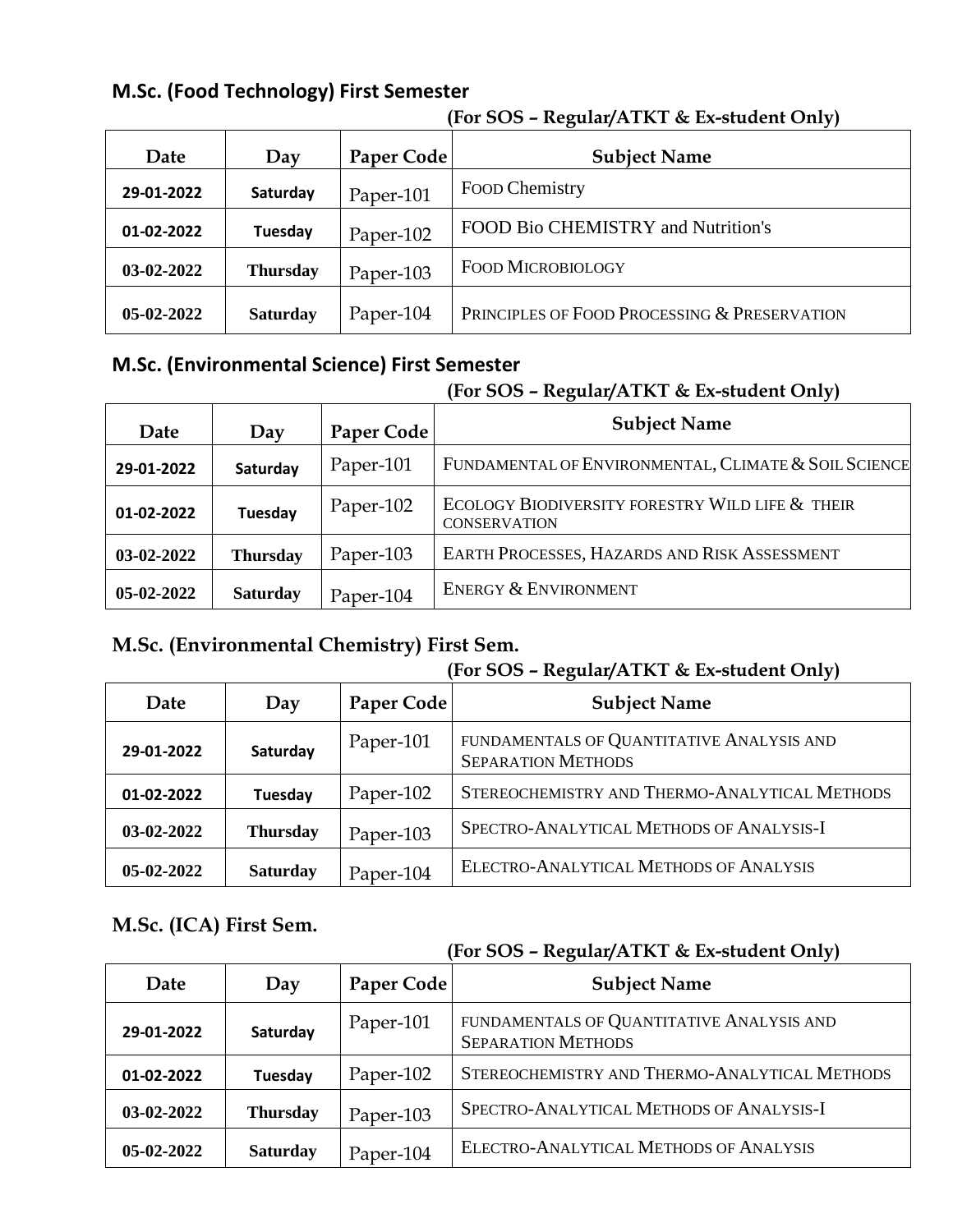## M.Sc. (Food Technology) First Semester

**(For SOS – Regular/ATKT & Ex-student Only)**

| Date | Day | Paper Code | Subject Name |
|---|---|---|---|
| 29-01-2022 | Saturday | Paper-101 | FOOD Chemistry |
| 01-02-2022 | Tuesday | Paper-102 | FOOD Bio CHEMISTRY and Nutrition's |
| 03-02-2022 | Thursday | Paper-103 | FOOD MICROBIOLOGY |
| 05-02-2022 | Saturday | Paper-104 | PRINCIPLES OF FOOD PROCESSING & PRESERVATION |

## M.Sc. (Environmental Science) First Semester

**(For SOS – Regular/ATKT & Ex-student Only)**

| Date | Day | Paper Code | Subject Name |
|---|---|---|---|
| 29-01-2022 | Saturday | Paper-101 | FUNDAMENTAL OF ENVIRONMENTAL, CLIMATE & SOIL SCIENCE |
| 01-02-2022 | Tuesday | Paper-102 | ECOLOGY BIODIVERSITY FORESTRY WILD LIFE & THEIR CONSERVATION |
| 03-02-2022 | Thursday | Paper-103 | EARTH PROCESSES, HAZARDS AND RISK ASSESSMENT |
| 05-02-2022 | Saturday | Paper-104 | ENERGY & ENVIRONMENT |

## M.Sc. (Environmental Chemistry) First Sem.

**(For SOS – Regular/ATKT & Ex-student Only)**

| Date | Day | Paper Code | Subject Name |
|---|---|---|---|
| 29-01-2022 | Saturday | Paper-101 | FUNDAMENTALS OF QUANTITATIVE ANALYSIS AND SEPARATION METHODS |
| 01-02-2022 | Tuesday | Paper-102 | STEREOCHEMISTRY AND THERMO-ANALYTICAL METHODS |
| 03-02-2022 | Thursday | Paper-103 | SPECTRO-ANALYTICAL METHODS OF ANALYSIS-I |
| 05-02-2022 | Saturday | Paper-104 | ELECTRO-ANALYTICAL METHODS OF ANALYSIS |

## M.Sc. (ICA) First Sem.

**(For SOS – Regular/ATKT & Ex-student Only)**

| Date | Day | Paper Code | Subject Name |
|---|---|---|---|
| 29-01-2022 | Saturday | Paper-101 | FUNDAMENTALS OF QUANTITATIVE ANALYSIS AND SEPARATION METHODS |
| 01-02-2022 | Tuesday | Paper-102 | STEREOCHEMISTRY AND THERMO-ANALYTICAL METHODS |
| 03-02-2022 | Thursday | Paper-103 | SPECTRO-ANALYTICAL METHODS OF ANALYSIS-I |
| 05-02-2022 | Saturday | Paper-104 | ELECTRO-ANALYTICAL METHODS OF ANALYSIS |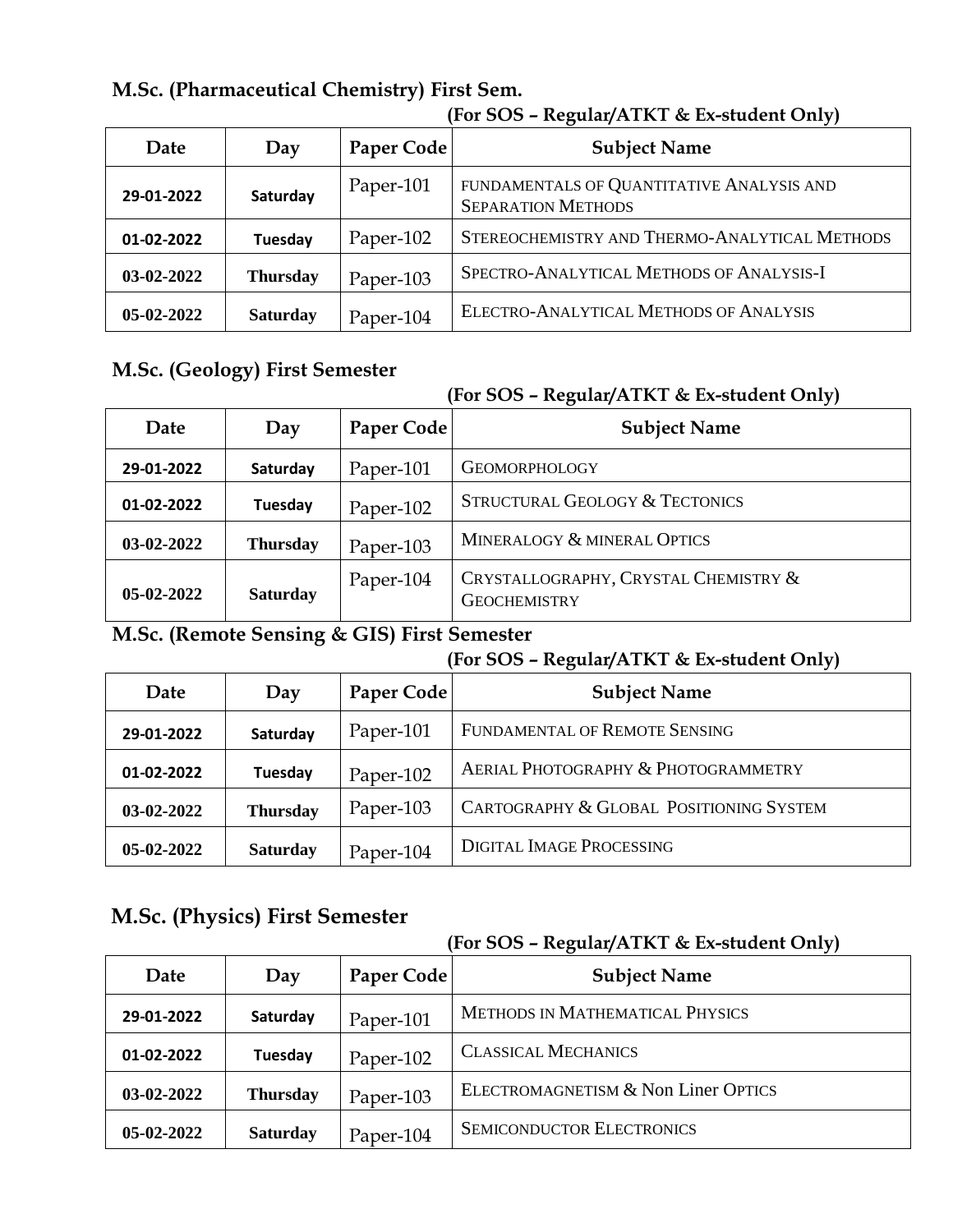**M.Sc. (Pharmaceutical Chemistry) First Sem.**

**(For SOS – Regular/ATKT & Ex-student Only)**

| Date | Day | Paper Code | Subject Name |
|---|---|---|---|
| 29-01-2022 | Saturday | Paper-101 | FUNDAMENTALS OF QUANTITATIVE ANALYSIS AND SEPARATION METHODS |
| 01-02-2022 | Tuesday | Paper-102 | STEREOCHEMISTRY AND THERMO-ANALYTICAL METHODS |
| 03-02-2022 | Thursday | Paper-103 | SPECTRO-ANALYTICAL METHODS OF ANALYSIS-I |
| 05-02-2022 | Saturday | Paper-104 | ELECTRO-ANALYTICAL METHODS OF ANALYSIS |

**M.Sc. (Geology) First Semester**

**(For SOS – Regular/ATKT & Ex-student Only)**

| Date | Day | Paper Code | Subject Name |
|---|---|---|---|
| 29-01-2022 | Saturday | Paper-101 | GEOMORPHOLOGY |
| 01-02-2022 | Tuesday | Paper-102 | STRUCTURAL GEOLOGY & TECTONICS |
| 03-02-2022 | Thursday | Paper-103 | MINERALOGY & MINERAL OPTICS |
| 05-02-2022 | Saturday | Paper-104 | CRYSTALLOGRAPHY, CRYSTAL CHEMISTRY & GEOCHEMISTRY |

**M.Sc. (Remote Sensing & GIS) First Semester**

**(For SOS – Regular/ATKT & Ex-student Only)**

| Date | Day | Paper Code | Subject Name |
|---|---|---|---|
| 29-01-2022 | Saturday | Paper-101 | FUNDAMENTAL OF REMOTE SENSING |
| 01-02-2022 | Tuesday | Paper-102 | AERIAL PHOTOGRAPHY & PHOTOGRAMMETRY |
| 03-02-2022 | Thursday | Paper-103 | CARTOGRAPHY & GLOBAL POSITIONING SYSTEM |
| 05-02-2022 | Saturday | Paper-104 | DIGITAL IMAGE PROCESSING |

**M.Sc. (Physics) First Semester**

**(For SOS – Regular/ATKT & Ex-student Only)**

| Date | Day | Paper Code | Subject Name |
|---|---|---|---|
| 29-01-2022 | Saturday | Paper-101 | METHODS IN MATHEMATICAL PHYSICS |
| 01-02-2022 | Tuesday | Paper-102 | CLASSICAL MECHANICS |
| 03-02-2022 | Thursday | Paper-103 | ELECTROMAGNETISM & Non Liner OPTICS |
| 05-02-2022 | Saturday | Paper-104 | SEMICONDUCTOR ELECTRONICS |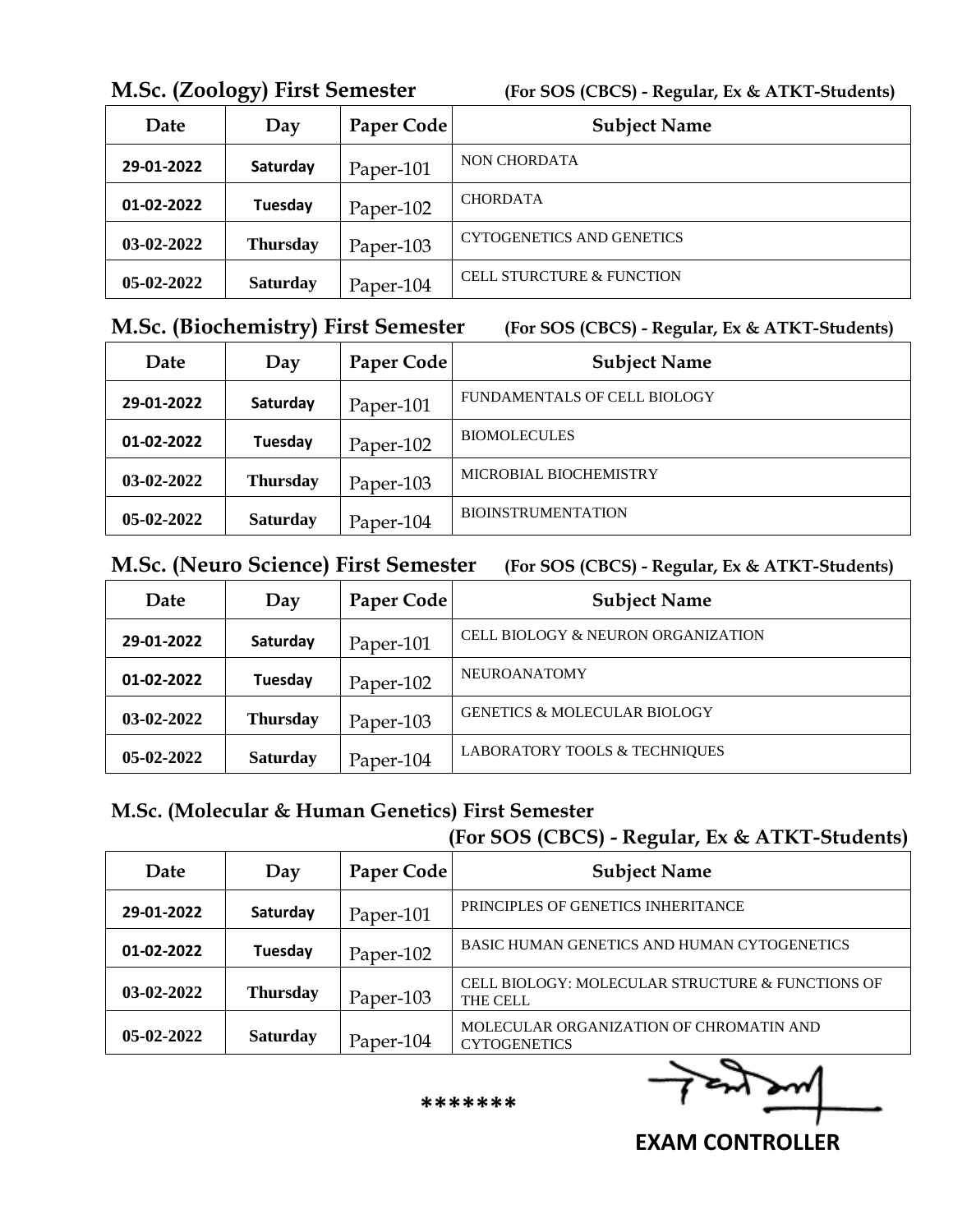## M.Sc. (Zoology) First Semester (For SOS (CBCS) - Regular, Ex & ATKT-Students)

| Date | Day | Paper Code | Subject Name |
|---|---|---|---|
| 29-01-2022 | Saturday | Paper-101 | NON CHORDATA |
| 01-02-2022 | Tuesday | Paper-102 | CHORDATA |
| 03-02-2022 | Thursday | Paper-103 | CYTOGENETICS AND GENETICS |
| 05-02-2022 | Saturday | Paper-104 | CELL STURCTURE & FUNCTION |

## M.Sc. (Biochemistry) First Semester (For SOS (CBCS) - Regular, Ex & ATKT-Students)

| Date | Day | Paper Code | Subject Name |
|---|---|---|---|
| 29-01-2022 | Saturday | Paper-101 | FUNDAMENTALS OF CELL BIOLOGY |
| 01-02-2022 | Tuesday | Paper-102 | BIOMOLECULES |
| 03-02-2022 | Thursday | Paper-103 | MICROBIAL BIOCHEMISTRY |
| 05-02-2022 | Saturday | Paper-104 | BIOINSTRUMENTATION |

## M.Sc. (Neuro Science) First Semester (For SOS (CBCS) - Regular, Ex & ATKT-Students)

| Date | Day | Paper Code | Subject Name |
|---|---|---|---|
| 29-01-2022 | Saturday | Paper-101 | CELL BIOLOGY & NEURON ORGANIZATION |
| 01-02-2022 | Tuesday | Paper-102 | NEUROANATOMY |
| 03-02-2022 | Thursday | Paper-103 | GENETICS & MOLECULAR BIOLOGY |
| 05-02-2022 | Saturday | Paper-104 | LABORATORY TOOLS & TECHNIQUES |

## M.Sc. (Molecular & Human Genetics) First Semester (For SOS (CBCS) - Regular, Ex & ATKT-Students)

| Date | Day | Paper Code | Subject Name |
|---|---|---|---|
| 29-01-2022 | Saturday | Paper-101 | PRINCIPLES OF GENETICS INHERITANCE |
| 01-02-2022 | Tuesday | Paper-102 | BASIC HUMAN GENETICS AND HUMAN CYTOGENETICS |
| 03-02-2022 | Thursday | Paper-103 | CELL BIOLOGY: MOLECULAR STRUCTURE & FUNCTIONS OF THE CELL |
| 05-02-2022 | Saturday | Paper-104 | MOLECULAR ORGANIZATION OF CHROMATIN AND CYTOGENETICS |

*******

**EXAM CONTROLLER**